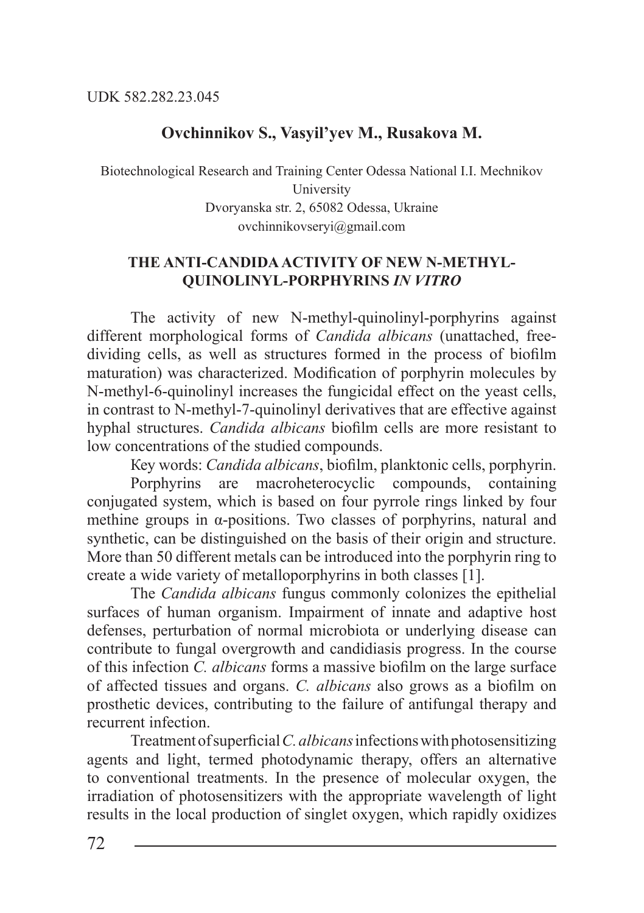UDK 582.282.23.045

**Ovchinnikov S., Vasyil'yev M., Rusakova M.**

Biotechnological Research and Training Center Odessa National I.I. Mechnikov University
Dvoryanska str. 2, 65082 Odessa, Ukraine
ovchinnikovseryi@gmail.com

## THE ANTI-CANDIDA ACTIVITY OF NEW N-METHYL-QUINOLINYL-PORPHYRINS *IN VITRO*

The activity of new N-methyl-quinolinyl-porphyrins against different morphological forms of *Candida albicans* (unattached, free-dividing cells, as well as structures formed in the process of biofilm maturation) was characterized. Modification of porphyrin molecules by N-methyl-6-quinolinyl increases the fungicidal effect on the yeast cells, in contrast to N-methyl-7-quinolinyl derivatives that are effective against hyphal structures. *Candida albicans* biofilm cells are more resistant to low concentrations of the studied compounds.

Key words: *Candida albicans*, biofilm, planktonic cells, porphyrin.

Porphyrins are macroheterocyclic compounds, containing conjugated system, which is based on four pyrrole rings linked by four methine groups in α-positions. Two classes of porphyrins, natural and synthetic, can be distinguished on the basis of their origin and structure. More than 50 different metals can be introduced into the porphyrin ring to create a wide variety of metalloporphyrins in both classes [1].

The *Candida albicans* fungus commonly colonizes the epithelial surfaces of human organism. Impairment of innate and adaptive host defenses, perturbation of normal microbiota or underlying disease can contribute to fungal overgrowth and candidiasis progress. In the course of this infection *C. albicans* forms a massive biofilm on the large surface of affected tissues and organs. *C. albicans* also grows as a biofilm on prosthetic devices, contributing to the failure of antifungal therapy and recurrent infection.

Treatment of superficial *C. albicans* infections with photosensitizing agents and light, termed photodynamic therapy, offers an alternative to conventional treatments. In the presence of molecular oxygen, the irradiation of photosensitizers with the appropriate wavelength of light results in the local production of singlet oxygen, which rapidly oxidizes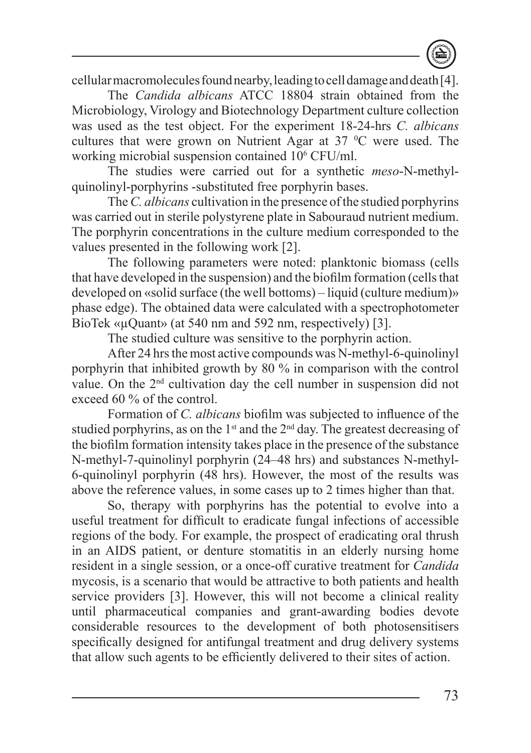cellular macromolecules found nearby, leading to cell damage and death [4].

The *Candida albicans* ATCC 18804 strain obtained from the Microbiology, Virology and Biotechnology Department culture collection was used as the test object. For the experiment 18-24-hrs *C. albicans* cultures that were grown on Nutrient Agar at 37 $^0$C were used. The working microbial suspension contained $10^6$ CFU/ml.

The studies were carried out for a synthetic *meso*-N-methyl-quinolinyl-porphyrins -substituted free porphyrin bases.

The *C. albicans* cultivation in the presence of the studied porphyrins was carried out in sterile polystyrene plate in Sabouraud nutrient medium. The porphyrin concentrations in the culture medium corresponded to the values presented in the following work [2].

The following parameters were noted: planktonic biomass (cells that have developed in the suspension) and the biofilm formation (cells that developed on «solid surface (the well bottoms) – liquid (culture medium)» phase edge). The obtained data were calculated with a spectrophotometer BioTek «μQuant» (at 540 nm and 592 nm, respectively) [3].

The studied culture was sensitive to the porphyrin action.

After 24 hrs the most active compounds was N-methyl-6-quinolinyl porphyrin that inhibited growth by 80 % in comparison with the control value. On the 2nd cultivation day the cell number in suspension did not exceed 60 % of the control.

Formation of *C. albicans* biofilm was subjected to influence of the studied porphyrins, as on the 1st and the 2nd day. The greatest decreasing of the biofilm formation intensity takes place in the presence of the substance N-methyl-7-quinolinyl porphyrin (24–48 hrs) and substances N-methyl-6-quinolinyl porphyrin (48 hrs). However, the most of the results was above the reference values, in some cases up to 2 times higher than that.

So, therapy with porphyrins has the potential to evolve into a useful treatment for difficult to eradicate fungal infections of accessible regions of the body. For example, the prospect of eradicating oral thrush in an AIDS patient, or denture stomatitis in an elderly nursing home resident in a single session, or a once-off curative treatment for *Candida* mycosis, is a scenario that would be attractive to both patients and health service providers [3]. However, this will not become a clinical reality until pharmaceutical companies and grant-awarding bodies devote considerable resources to the development of both photosensitisers specifically designed for antifungal treatment and drug delivery systems that allow such agents to be efficiently delivered to their sites of action.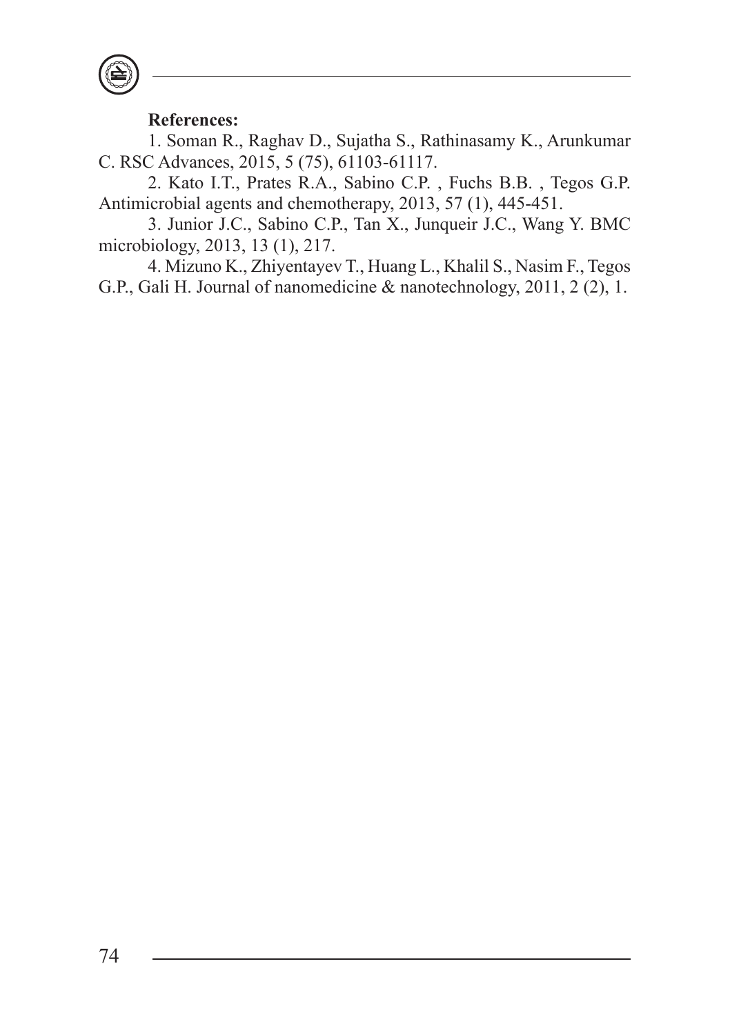**References:**

1. Soman R., Raghav D., Sujatha S., Rathinasamy K., Arunkumar C. RSC Advances, 2015, 5 (75), 61103-61117.
2. Kato I.T., Prates R.A., Sabino C.P. , Fuchs B.B. , Tegos G.P. Antimicrobial agents and chemotherapy, 2013, 57 (1), 445-451.
3. Junior J.C., Sabino C.P., Tan X., Junqueir J.C., Wang Y. BMC microbiology, 2013, 13 (1), 217.
4. Mizuno K., Zhiyentayev T., Huang L., Khalil S., Nasim F., Tegos G.P., Gali H. Journal of nanomedicine & nanotechnology, 2011, 2 (2), 1.